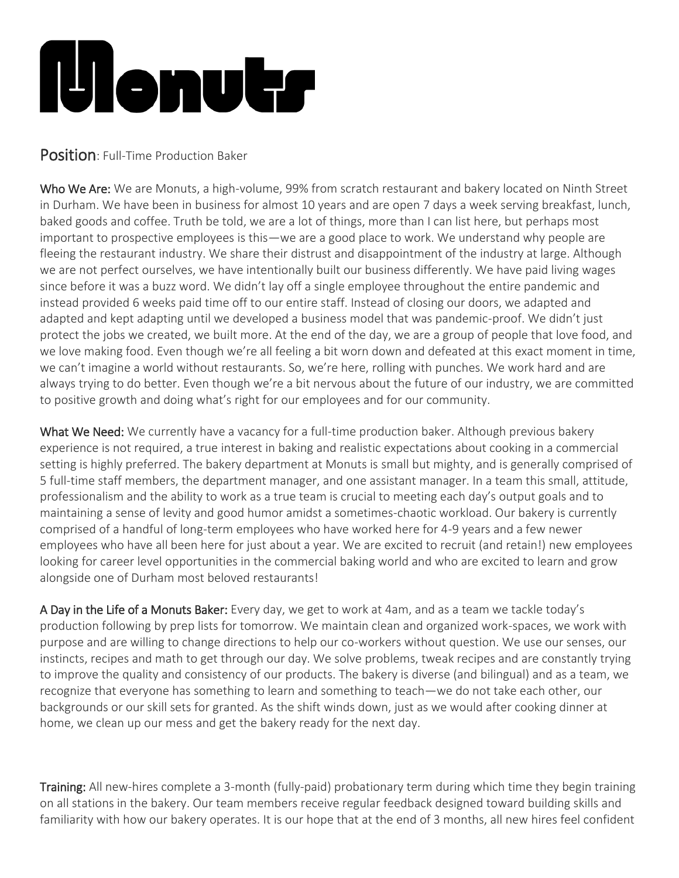# Monuts

**Position**: Full-Time Production Baker

**Who We Are:** We are Monuts, a high-volume, 99% from scratch restaurant and bakery located on Ninth Street in Durham. We have been in business for almost 10 years and are open 7 days a week serving breakfast, lunch, baked goods and coffee. Truth be told, we are a lot of things, more than I can list here, but perhaps most important to prospective employees is this—we are a good place to work. We understand why people are fleeing the restaurant industry. We share their distrust and disappointment of the industry at large. Although we are not perfect ourselves, we have intentionally built our business differently. We have paid living wages since before it was a buzz word. We didn't lay off a single employee throughout the entire pandemic and instead provided 6 weeks paid time off to our entire staff. Instead of closing our doors, we adapted and adapted and kept adapting until we developed a business model that was pandemic-proof. We didn't just protect the jobs we created, we built more. At the end of the day, we are a group of people that love food, and we love making food. Even though we're all feeling a bit worn down and defeated at this exact moment in time, we can't imagine a world without restaurants. So, we're here, rolling with punches. We work hard and are always trying to do better. Even though we're a bit nervous about the future of our industry, we are committed to positive growth and doing what's right for our employees and for our community.

**What We Need:** We currently have a vacancy for a full-time production baker. Although previous bakery experience is not required, a true interest in baking and realistic expectations about cooking in a commercial setting is highly preferred. The bakery department at Monuts is small but mighty, and is generally comprised of 5 full-time staff members, the department manager, and one assistant manager. In a team this small, attitude, professionalism and the ability to work as a true team is crucial to meeting each day's output goals and to maintaining a sense of levity and good humor amidst a sometimes-chaotic workload. Our bakery is currently comprised of a handful of long-term employees who have worked here for 4-9 years and a few newer employees who have all been here for just about a year. We are excited to recruit (and retain!) new employees looking for career level opportunities in the commercial baking world and who are excited to learn and grow alongside one of Durham most beloved restaurants!

**A Day in the Life of a Monuts Baker:** Every day, we get to work at 4am, and as a team we tackle today's production following by prep lists for tomorrow. We maintain clean and organized work-spaces, we work with purpose and are willing to change directions to help our co-workers without question. We use our senses, our instincts, recipes and math to get through our day. We solve problems, tweak recipes and are constantly trying to improve the quality and consistency of our products. The bakery is diverse (and bilingual) and as a team, we recognize that everyone has something to learn and something to teach—we do not take each other, our backgrounds or our skill sets for granted. As the shift winds down, just as we would after cooking dinner at home, we clean up our mess and get the bakery ready for the next day.

**Training:** All new-hires complete a 3-month (fully-paid) probationary term during which time they begin training on all stations in the bakery. Our team members receive regular feedback designed toward building skills and familiarity with how our bakery operates. It is our hope that at the end of 3 months, all new hires feel confident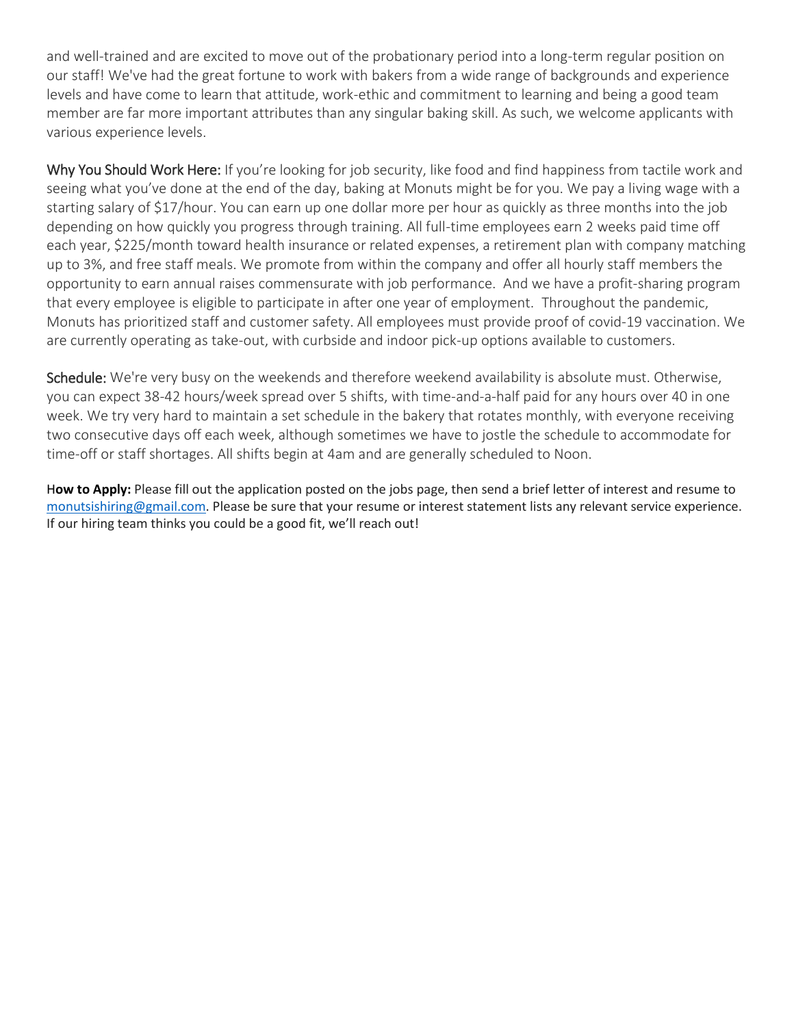and well-trained and are excited to move out of the probationary period into a long-term regular position on our staff! We've had the great fortune to work with bakers from a wide range of backgrounds and experience levels and have come to learn that attitude, work-ethic and commitment to learning and being a good team member are far more important attributes than any singular baking skill. As such, we welcome applicants with various experience levels.

Why You Should Work Here: If you're looking for job security, like food and find happiness from tactile work and seeing what you've done at the end of the day, baking at Monuts might be for you. We pay a living wage with a starting salary of $17/hour. You can earn up one dollar more per hour as quickly as three months into the job depending on how quickly you progress through training. All full-time employees earn 2 weeks paid time off each year, $225/month toward health insurance or related expenses, a retirement plan with company matching up to 3%, and free staff meals. We promote from within the company and offer all hourly staff members the opportunity to earn annual raises commensurate with job performance. And we have a profit-sharing program that every employee is eligible to participate in after one year of employment. Throughout the pandemic, Monuts has prioritized staff and customer safety. All employees must provide proof of covid-19 vaccination. We are currently operating as take-out, with curbside and indoor pick-up options available to customers.

Schedule: We're very busy on the weekends and therefore weekend availability is absolute must. Otherwise, you can expect 38-42 hours/week spread over 5 shifts, with time-and-a-half paid for any hours over 40 in one week. We try very hard to maintain a set schedule in the bakery that rotates monthly, with everyone receiving two consecutive days off each week, although sometimes we have to jostle the schedule to accommodate for time-off or staff shortages. All shifts begin at 4am and are generally scheduled to Noon.

**How to Apply:** Please fill out the application posted on the jobs page, then send a brief letter of interest and resume to monutsishiring@gmail.com. Please be sure that your resume or interest statement lists any relevant service experience. If our hiring team thinks you could be a good fit, we'll reach out!